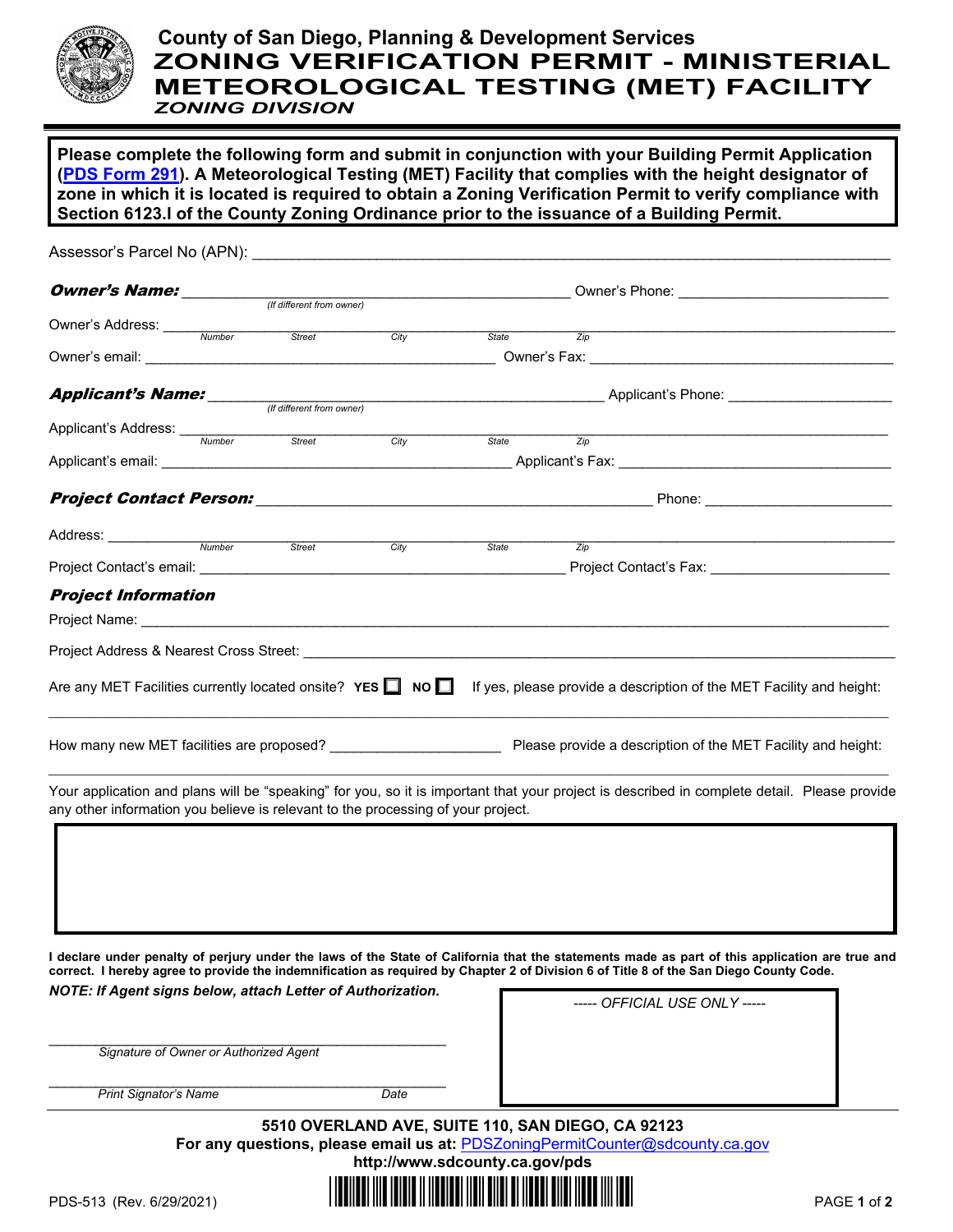# County of San Diego, Planning & Development Services

# ZONING VERIFICATION PERMIT - MINISTERIAL METEOROLOGICAL TESTING (MET) FACILITY

## *ZONING DIVISION*

**Please complete the following form and submit in conjunction with your Building Permit Application (PDS Form 291). A Meteorological Testing (MET) Facility that complies with the height designator of zone in which it is located is required to obtain a Zoning Verification Permit to verify compliance with Section 6123.I of the County Zoning Ordinance prior to the issuance of a Building Permit.**

Assessor's Parcel No (APN): ____________________

***Owner's Name:*** ____________________ *(If different from owner)* Owner's Phone: ____________________

Owner's Address: ____________________
*Number Street City State Zip*

Owner's email: ____________________ Owner's Fax: ____________________

***Applicant's Name:*** ____________________ *(If different from owner)* Applicant's Phone: ____________________

Applicant's Address: ____________________
*Number Street City State Zip*

Applicant's email: ____________________ Applicant's Fax: ____________________

***Project Contact Person:*** ____________________ Phone: ____________________

Address: ____________________
*Number Street City State Zip*

Project Contact's email: ____________________ Project Contact's Fax: ____________________

### *Project Information*

Project Name: ____________________

Project Address & Nearest Cross Street: ____________________

Are any MET Facilities currently located onsite? **YES** ☐ **NO** ☐ If yes, please provide a description of the MET Facility and height:

____________________

How many new MET facilities are proposed? ____________________ Please provide a description of the MET Facility and height:

____________________

Your application and plans will be "speaking" for you, so it is important that your project is described in complete detail. Please provide any other information you believe is relevant to the processing of your project.

**I declare under penalty of perjury under the laws of the State of California that the statements made as part of this application are true and correct. I hereby agree to provide the indemnification as required by Chapter 2 of Division 6 of Title 8 of the San Diego County Code.**

***NOTE: If Agent signs below, attach Letter of Authorization.***

____________________
*Signature of Owner or Authorized Agent*

____________________
*Print Signator's Name* *Date*

*----- OFFICIAL USE ONLY -----*

**5510 OVERLAND AVE, SUITE 110, SAN DIEGO, CA 92123**
**For any questions, please email us at:** PDSZoningPermitCounter@sdcounty.ca.gov
**http://www.sdcounty.ca.gov/pds**

PDS-513 (Rev. 6/29/2021)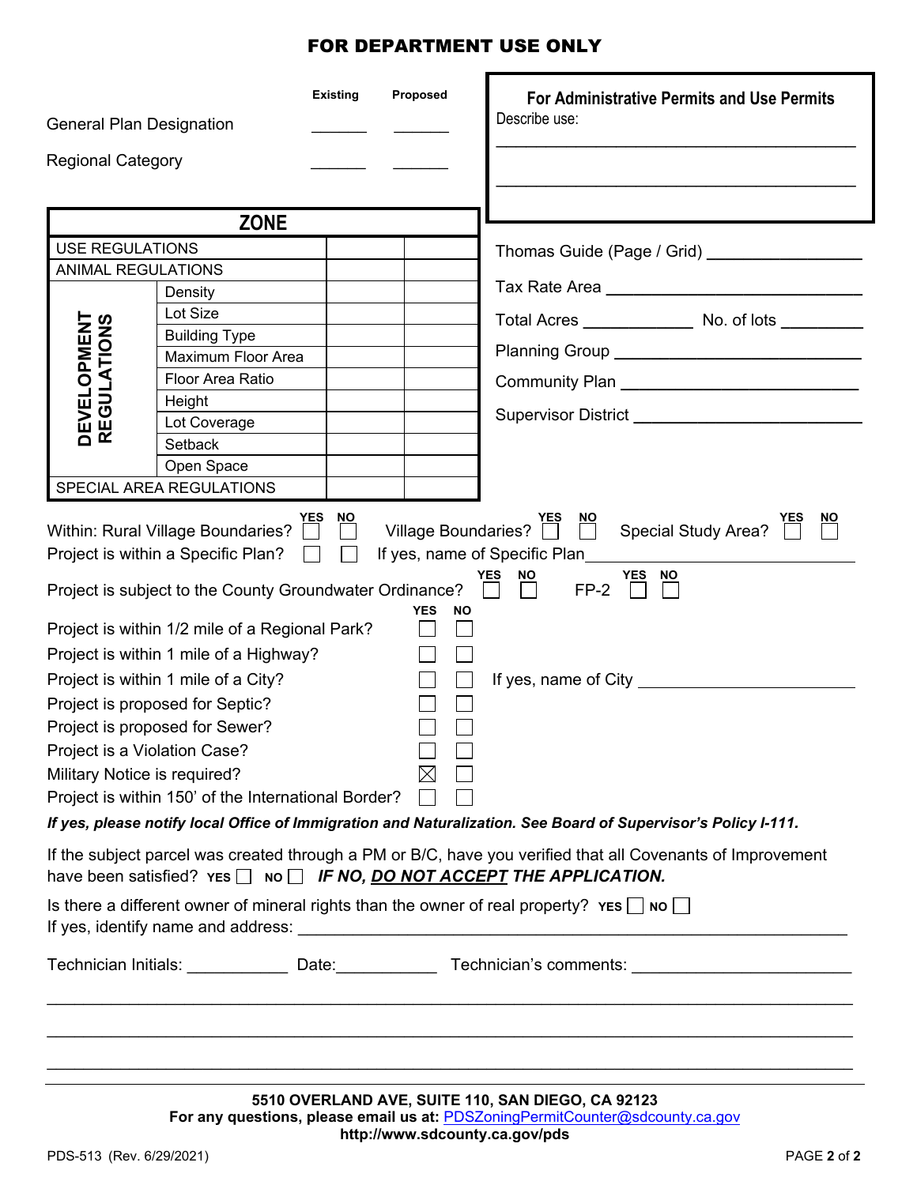# FOR DEPARTMENT USE ONLY

| | Existing | Proposed |
|---|---|---|
| General Plan Designation | _______ | _______ |
| Regional Category | _______ | _______ |

**For Administrative Permits and Use Permits**

Describe use: ________________________________________

________________________________________

| ZONE | | | |
|---|---|---|---|
| USE REGULATIONS | | | |
| ANIMAL REGULATIONS | | | |
| DEVELOPMENT REGULATIONS | Density | | |
| | Lot Size | | |
| | Building Type | | |
| | Maximum Floor Area | | |
| | Floor Area Ratio | | |
| | Height | | |
| | Lot Coverage | | |
| | Setback | | |
| | Open Space | | |
| SPECIAL AREA REGULATIONS | | | |

Thomas Guide (Page / Grid) ________________

Tax Rate Area ____________________________

Total Acres ___________ No. of lots _________

Planning Group __________________________

Community Plan _________________________

Supervisor District ________________________

Within: Rural Village Boundaries? YES ☐ NO ☐ Village Boundaries? YES ☐ NO ☐ Special Study Area? YES ☐ NO ☐

Project is within a Specific Plan? ☐ ☐ If yes, name of Specific Plan________________________________

Project is subject to the County Groundwater Ordinance? YES ☐ NO ☐ FP-2 YES ☐ NO ☐

| | YES | NO | |
|---|---|---|---|
| Project is within 1/2 mile of a Regional Park? | ☐ | ☐ | |
| Project is within 1 mile of a Highway? | ☐ | ☐ | |
| Project is within 1 mile of a City? | ☐ | ☐ | If yes, name of City ______________________ |
| Project is proposed for Septic? | ☐ | ☐ | |
| Project is proposed for Sewer? | ☐ | ☐ | |
| Project is a Violation Case? | ☐ | ☐ | |
| Military Notice is required? | ☒ | ☐ | |
| Project is within 150' of the International Border? | ☐ | ☐ | |

***If yes, please notify local Office of Immigration and Naturalization. See Board of Supervisor's Policy I-111.***

If the subject parcel was created through a PM or B/C, have you verified that all Covenants of Improvement have been satisfied? **YES** ☐ **NO** ☐ ***IF NO, DO NOT ACCEPT THE APPLICATION.***

Is there a different owner of mineral rights than the owner of real property? **YES** ☐ **NO** ☐
If yes, identify name and address: ______________________________________________________

Technician Initials: __________ Date:__________ Technician's comments: ______________________

________________________________________________________________________________

________________________________________________________________________________

________________________________________________________________________________

**5510 OVERLAND AVE, SUITE 110, SAN DIEGO, CA 92123**
**For any questions, please email us at:** PDSZoningPermitCounter@sdcounty.ca.gov
**http://www.sdcounty.ca.gov/pds**

PDS-513 (Rev. 6/29/2021)